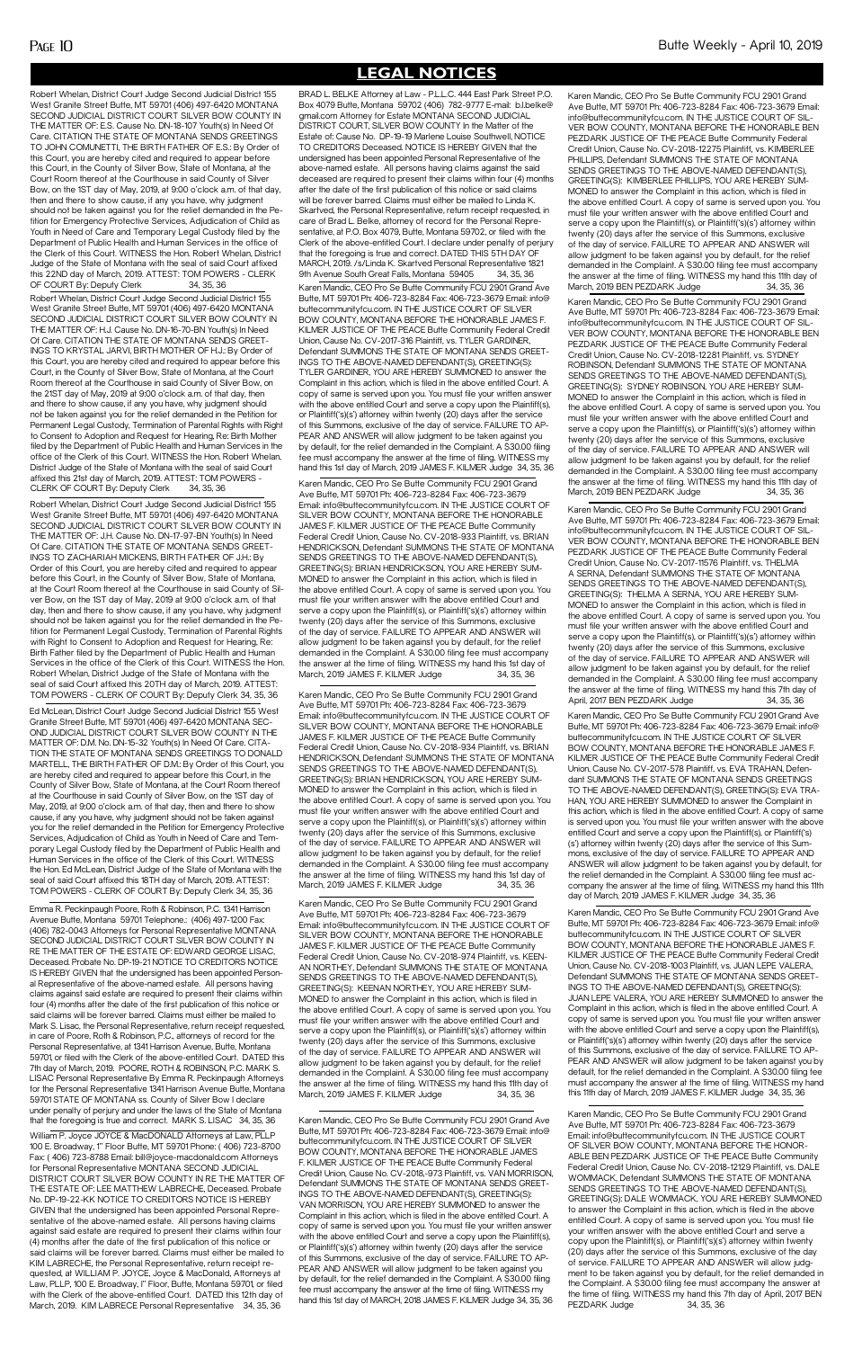## LEGAL NOTICES

Robert Whelan, District Court Judge Second Judicial District 155 West Granite Street Butte, MT 59701 (406) 497-6420 MONTANA SECOND JUDICIAL DISTRICT COURT SILVER BOW COUNTY IN THE MATTER OF: E.S. Cause No. DN-18-107 Youth(s) In Need Of Care. CITATION THE STATE OF MONTANA SENDS GREETINGS TO JOHN COMUNETTI, THE BIRTH FATHER OF E.S.: By Order of this Court, you are hereby cited and required to appear before this Court, in the County of Silver Bow, State of Montana, at the Court Room thereof at the Courthouse in said County of Silver Bow, on the 1ST day of May, 2019, at 9:00 o'clock a.m. of that day, then and there to show cause, if any you have, why judgment should not be taken against you for the relief demanded in the Petition for Emergency Protective Services, Adjudication of Child as Youth in Need of Care and Temporary Legal Custody filed by the Department of Public Health and Human Services in the office of the Clerk of this Court. WITNESS the Hon. Robert Whelan, District Judge of the State of Montana with the seal of said Court affixed this 22ND day of March, 2019. ATTEST: TOM POWERS - CLERK OF COURT By: Deputy Clerk 34, 35, 36

Robert Whelan, District Court Judge Second Judicial District 155 West Granite Street Butte, MT 59701 (406) 497-6420 MONTANA SECOND JUDICIAL DISTRICT COURT SILVER BOW COUNTY IN THE MATTER OF: H.J. Cause No. DN-16-70-BN Youth(s) In Need Of Care. CITATION THE STATE OF MONTANA SENDS GREETINGS TO KRYSTAL JARVI, BIRTH MOTHER OF H.J.: By Order of this Court, you are hereby cited and required to appear before this Court, in the County of Silver Bow, State of Montana, at the Court Room thereof at the Courthouse in said County of Silver Bow, on the 21ST day of May, 2019 at 9:00 o'clock a.m. of that day, then and there to show cause, if any you have, why judgment should not be taken against you for the relief demanded in the Petition for Permanent Legal Custody, Termination of Parental Rights with Right to Consent to Adoption and Request for Hearing, Re: Birth Mother filed by the Department of Public Health and Human Services in the office of the Clerk of this Court. WITNESS the Hon. Robert Whelan, District Judge of the State of Montana with the seal of said Court affixed this 21st day of March, 2019. ATTEST: TOM POWERS - CLERK OF COURT By: Deputy Clerk 34, 35, 36

Robert Whelan, District Court Judge Second Judicial District 155 West Granite Street Butte, MT 59701 (406) 497-6420 MONTANA SECOND JUDICIAL DISTRICT COURT SILVER BOW COUNTY IN THE MATTER OF: J.H. Cause No. DN-17-97-BN Youth(s) In Need Of Care. CITATION THE STATE OF MONTANA SENDS GREETINGS TO ZACHARIAH HICKERSON, BIRTH FATHER OF J.H.: By Order of this Court, you are hereby cited and required to appear before this Court, in the County of Silver Bow, State of Montana, at the Court Room thereof at the Courthouse in said County of Silver Bow, on the 1ST day of May, 2019 at 9:00 o'clock a.m. of that day, then and there to show cause, if any you have, why judgment should not be taken against you for the relief demanded in the Petition for Permanent Legal Custody, Termination of Parental Rights with Right to Consent to Adoption and Request for Hearing, Re: Birth Father filed by the Department of Public Health and Human Services in the office of the Clerk of this Court. WITNESS the Hon. Robert Whelan, District Judge of the State of Montana with the seal of said Court affixed this 20TH day of March, 2019. ATTEST: TOM POWERS - CLERK OF COURT By: Deputy Clerk 34, 35, 36

Ed McLean, District Court Judge Second Judicial District 155 West Granite Street Butte, MT 59701 (406) 497-6420 MONTANA SECOND JUDICIAL DISTRICT COURT SILVER BOW COUNTY IN THE MATTER OF: D.M. No. DN-15-32 Youth(s) In Need Of Care. CITATION THE STATE OF MONTANA SENDS GREETINGS TO DONALD MARTELL, THE BIRTH FATHER OF D.M.: By Order of this Court, you are hereby cited and required to appear before this Court, in the County of Silver Bow, State of Montana, at the Court Room thereof at the Courthouse in said County of Silver Bow, on the 1ST day of May, 2019, at 9:00 o'clock a.m. of that day, then and there to show cause, if any you have, why judgment should not be taken against you for the relief demanded in the Petition for Emergency Protective Services, Adjudication of Child as Youth in Need of Care and Temporary Legal Custody filed by the Department of Public Health and Human Services in the office of the Clerk of this Court. WITNESS the Hon. Ed McLean, District Judge of the State of Montana with the seal of said Court affixed this 18TH day of March, 2019. ATTEST: TOM POWERS - CLERK OF COURT By: Deputy Clerk 34, 35, 36

Emma R. Peckinpaugh Poore, Roth & Robinson, P.C. 1341 Harrison Avenue Butte, Montana 59701 Telephone: (406) 497-1200 Fax: (406) 782-0043 Attorneys for Personal Representative MONTANA SECOND JUDICIAL DISTRICT COURT SILVER BOW COUNTY IN RE THE MATTER OF THE ESTATE OF: EDWARD GEORGE LISAC, Deceased. Probate No. DP-19-21 NOTICE TO CREDITORS NOTICE IS HEREBY GIVEN that the undersigned has been appointed Personal Representative of the above-named estate. All persons having claims against said estate are required to present their claims within four (4) months after the date of the first publication of this notice or said claims will be forever barred. Claims must either be mailed to Mark S. Lisac, the Personal Representative, return receipt requested, in care of Poore, Roth & Robinson, P.C., attorneys of record for the Personal Representative, at 1341 Harrison Avenue, Butte, Montana 59701, or filed with the Clerk of the above-entitled Court. DATED this 7th day of March, 2019. POORE, ROTH & ROBINSON, P.C. MARK S. LISAC Personal Representative By Emma R. Peckinpaugh Attorneys for the Personal Representative 1341 Harrison Avenue Butte, Montana 59701 STATE OF MONTANA ss. County of Silver Bow I declare under penalty of perjury and under the laws of the State of Montana that the foregoing is true and correct. MARK S. LISAC 34, 35, 36

William P. Joyce JOYCE & MacDONALD Attorneys at Law, PLLP 100 E. Broadway, 1st Floor Butte, MT 59701 Phone: ( 406) 723-8700 Fax: ( 406) 723-8788 Email: bill@joyce-macdonald.com Attorneys for Personal Representative MONTANA SECOND JUDICIAL DISTRICT COURT SILVER BOW COUNTY IN RE THE MATTER OF THE ESTATE OF: LEE MATTHEW LABRECHE, Deceased. Probate No. DP-19-22-KK NOTICE TO CREDITORS NOTICE IS HEREBY GIVEN that the undersigned has been appointed Personal Representative of the above-named estate. All persons having claims against said estate are required to present their claims within four (4) months after the date of the first publication of this notice or said claims will be forever barred. Claims must either be mailed to KIM LABRECHE, the Personal Representative, return receipt requested, at WILLIAM P. JOYCE, Joyce & MacDonald, Attorneys at Law, PLLP, 100 E. Broadway, 1st Floor, Butte, Montana 59701 or filed with the Clerk of the above-entitled Court. DATED this 12th day of March, 2019. KIM LABRECE Personal Representative 34, 35, 36

BRAD L. BELKE Attorney at Law - P.L.L.C. 444 East Park Street P.O. Box 4079 Butte, Montana 59702 (406) 782-9777 E-mail: b.l.belke@gmail.com Attorney for Estate MONTANA SECOND JUDICIAL DISTRICT COURT, SILVER BOW COUNTY In the Matter of the Estate of: Cause No. DP-19-19 Marlene Louise Southwell, NOTICE TO CREDITORS Deceased, NOTICE IS HEREBY GIVEN that the undersigned has been appointed Personal Representative of the above-named estate. All persons having claims against the said deceased are required to present their claims within four (4) months after the date of the first publication of this notice or said claims will be forever barred. Claims must either be mailed to Linda K. Skartved, the Personal Representative, return receipt requested, in care of Brad L. Belke, attorney of record for the Personal Representative, at P.O. Box 4079, Butte, Montana 59702, or filed with the Clerk of the above-entitled Court. I declare under penalty of perjury that the foregoing is true and correct. DATED THIS 5TH DAY OF MARCH, 2019. /s/Linda K. Skartved Personal Representative 1821 9th Avenue South Great Falls, Montana 59405 34, 35, 36

Karen Mandic, CEO Pro Se Butte Community FCU 2901 Grand Ave Butte, MT 59701 Ph: 406-723-8284 Fax: 406-723-3679 Email: info@buttecommunityfcu.com. IN THE JUSTICE COURT OF SILVER BOW COUNTY, MONTANA BEFORE THE HONORABLE JAMES F. KILMER JUSTICE OF THE PEACE Butte Community Federal Credit Union, Cause No. CV-2017-316 Plaintiff, vs. TYLER GARDINER, Defendant SUMMONS THE STATE OF MONTANA SENDS GREETINGS TO THE ABOVE-NAMED DEFENDANT(S), GREETING(S): TYLER GARDINER, YOU ARE HEREBY SUMMONED to answer the Complaint in this action, which is filed in the above entitled Court. A copy of same is served upon you. You must file your written answer with the above entitled Court and serve a copy upon the Plaintiff(s), or Plaintiff('s)(s') attorney within twenty (20) days after the service of this Summons, exclusive of the day of service. FAILURE TO APPEAR AND ANSWER will allow judgment to be taken against you by default, for the relief demanded in the Complaint. A $30.00 filing fee must accompany the answer at the time of filing. WITNESS my hand this 1st day of March, 2019 JAMES F. KILMER Judge 34, 35, 36

Karen Mandic, CEO Pro Se Butte Community FCU 2901 Grand Ave Butte, MT 59701 Ph: 406-723-8284 Fax: 406-723-3679 Email: info@buttecommunityfcu.com. IN THE JUSTICE COURT OF SILVER BOW COUNTY, MONTANA BEFORE THE HONORABLE JAMES F. KILMER JUSTICE OF THE PEACE Butte Community Federal Credit Union, Cause No. CV-2018-933 Plaintiff, vs. BRIAN HENDRICKSON, Defendant SUMMONS THE STATE OF MONTANA SENDS GREETINGS TO THE ABOVE-NAMED DEFENDANT(S), GREETING(S): BRIAN HENDRICKSON, YOU ARE HEREBY SUMMONED to answer the Complaint in this action, which is filed in the above entitled Court. A copy of same is served upon you. You must file your written answer with the above entitled Court and serve a copy upon the Plaintiff(s), or Plaintiff('s)(s') attorney within twenty (20) days after the service of this Summons, exclusive of the day of service. FAILURE TO APPEAR AND ANSWER will allow judgment to be taken against you by default, for the relief demanded in the Complaint. A $30.00 filing fee must accompany the answer at the time of filing. WITNESS my hand this 1st day of March, 2019 JAMES F. KILMER Judge 34, 35, 36

Karen Mandic, CEO Pro Se Butte Community FCU 2901 Grand Ave Butte, MT 59701 Ph: 406-723-8284 Fax: 406-723-3679 Email: info@buttecommunityfcu.com. IN THE JUSTICE COURT OF SILVER BOW COUNTY, MONTANA BEFORE THE HONORABLE JAMES F. KILMER JUSTICE OF THE PEACE Butte Community Federal Credit Union, Cause No. CV-2018-934 Plaintiff, vs. BRIAN HENDRICKSON, Defendant SUMMONS THE STATE OF MONTANA SENDS GREETINGS TO THE ABOVE-NAMED DEFENDANT(S), GREETING(S): BRIAN HENDRICKSON, YOU ARE HEREBY SUMMONED to answer the Complaint in this action, which is filed in the above entitled Court. A copy of same is served upon you. You must file your written answer with the above entitled Court and serve a copy upon the Plaintiff(s), or Plaintiff('s)(s') attorney within twenty (20) days after the service of this Summons, exclusive of the day of service. FAILURE TO APPEAR AND ANSWER will allow judgment to be taken against you by default, for the relief demanded in the Complaint. A $30.00 filing fee must accompany the answer at the time of filing. WITNESS my hand this 1st day of March, 2019 JAMES F. KILMER Judge 34, 35, 36

Karen Mandic, CEO Pro Se Butte Community FCU 2901 Grand Ave Butte, MT 59701 Ph: 406-723-8284 Fax: 406-723-3679 Email: info@buttecommunityfcu.com. IN THE JUSTICE COURT OF SILVER BOW COUNTY, MONTANA BEFORE THE HONORABLE JAMES F. KILMER JUSTICE OF THE PEACE Butte Community Federal Credit Union, Cause No. CV-2018-974 Plaintiff, vs. KEENAN NORTHEY, Defendant SUMMONS THE STATE OF MONTANA SENDS GREETINGS TO THE ABOVE-NAMED DEFENDANT(S), GREETING(S): KEENAN NORTHEY, YOU ARE HEREBY SUMMONED to answer the Complaint in this action, which is filed in the above entitled Court. A copy of same is served upon you. You must file your written answer with the above entitled Court and serve a copy upon the Plaintiff(s), or Plaintiff('s)(s') attorney within twenty (20) days after the service of this Summons, exclusive of the day of service. FAILURE TO APPEAR AND ANSWER will allow judgment to be taken against you by default, for the relief demanded in the Complaint. A $30.00 filing fee must accompany the answer at the time of filing. WITNESS my hand this 11th day of March, 2019 JAMES F. KILMER Judge 34, 35, 36

Karen Mandic, CEO Pro Se Butte Community FCU 2901 Grand Ave Butte, MT 59701 Ph: 406-723-8284 Fax: 406-723-3679 Email: info@buttecommunityfcu.com. IN THE JUSTICE COURT OF SILVER BOW COUNTY, MONTANA BEFORE THE HONORABLE JAMES F. KILMER JUSTICE OF THE PEACE Butte Community Federal Credit Union, Cause No. CV-2018,-973 Plaintiff, vs. VAN MORRISON, Defendant SUMMONS THE STATE OF MONTANA SENDS GREETINGS TO THE ABOVE-NAMED DEFENDANT(S), GREETING(S): VAN MORRISON, YOU ARE HEREBY SUMMONED to answer the Complaint in this action, which is filed in the above entitled Court. A copy of same is served upon you. You must file your written answer with the above entitled Court and serve a copy upon the Plaintiff(s), or Plaintiff('s)(s') attorney within twenty (20) days after the service of this Summons, exclusive of the day of service. FAILURE TO APPEAR AND ANSWER will allow judgment to be taken against you by default, for the relief demanded in the Complaint. A $30.00 filing fee must accompany the answer at the time of filing. WITNESS my hand this 1st day of MARCH, 2018 JAMES F. KILMER Judge 34, 35, 36

Karen Mandic, CEO Pro Se Butte Community FCU 2901 Grand Ave Butte, MT 59701 Ph: 406-723-8284 Fax: 406-723-3679 Email: info@buttecommunityfcu.com. IN THE JUSTICE COURT OF SILVER BOW COUNTY, MONTANA BEFORE THE HONORABLE BEN PEZDARK JUSTICE OF THE PEACE Butte Community Federal Credit Union, Cause No. CV-2018-12275 Plaintiff, vs. KIMBERLEE PHILLIPS, Defendant SUMMONS THE STATE OF MONTANA SENDS GREETINGS TO THE ABOVE-NAMED DEFENDANT(S), GREETING(S): KIMBERLEE PHILLIPS, YOU ARE HEREBY SUMMONED to answer the Complaint in this action, which is filed in the above entitled Court. A copy of same is served upon you. You must file your written answer with the above entitled Court and serve a copy upon the Plaintiff(s), or Plaintiff('s)(s') attorney within twenty (20) days after the service of this Summons, exclusive of the day of service. FAILURE TO APPEAR AND ANSWER will allow judgment to be taken against you by default, for the relief demanded in the Complaint. A $30.00 filing fee must accompany the answer at the time of filing. WITNESS my hand this 11th day of March, 2019 BEN PEZDARK Judge 34, 35, 36

Karen Mandic, CEO Pro Se Butte Community FCU 2901 Grand Ave Butte, MT 59701 Ph: 406-723-8284 Fax: 406-723-3679 Email: info@buttecommunityfcu.com. IN THE JUSTICE COURT OF SILVER BOW COUNTY, MONTANA BEFORE THE HONORABLE BEN PEZDARK JUSTICE OF THE PEACE Butte Community Federal Credit Union, Cause No. CV-2018-12281 Plaintiff, vs. SYDNEY ROBINSON, Defendant SUMMONS THE STATE OF MONTANA SENDS GREETINGS TO THE ABOVE-NAMED DEFENDANT(S), GREETING(S): SYDNEY ROBINSON, YOU ARE HEREBY SUMMONED to answer the Complaint in this action, which is filed in the above entitled Court. A copy of same is served upon you. You must file your written answer with the above entitled Court and serve a copy upon the Plaintiff(s), or Plaintiff('s)(s') attorney within twenty (20) days after the service of this Summons, exclusive of the day of service. FAILURE TO APPEAR AND ANSWER will allow judgment to be taken against you by default, for the relief demanded in the Complaint. A $30.00 filing fee must accompany the answer at the time of filing. WITNESS my hand this 11th day of March, 2019 BEN PEZDARK Judge 34, 35, 36

Karen Mandic, CEO Pro Se Butte Community FCU 2901 Grand Ave Butte, MT 59701 Ph: 406-723-8284 Fax: 406-723-3679 Email: info@buttecommunityfcu.com. IN THE JUSTICE COURT OF SILVER BOW COUNTY, MONTANA BEFORE THE HONORABLE BEN PEZDARK JUSTICE OF THE PEACE Butte Community Federal Credit Union, Cause No. CV-2017-11576 Plaintiff, vs. THELMA A SERNA, Defendant SUMMONS THE STATE OF MONTANA SENDS GREETINGS TO THE ABOVE-NAMED DEFENDANT(S), GREETING(S): THELMA A SERNA, YOU ARE HEREBY SUMMONED to answer the Complaint in this action, which is filed in the above entitled Court. A copy of same is served upon you. You must file your written answer with the above entitled Court and serve a copy upon the Plaintiff(s), or Plaintiff('s)(s') attorney within twenty (20) days after the service of this Summons, exclusive of the day of service. FAILURE TO APPEAR AND ANSWER will allow judgment to be taken against you by default, for the relief demanded in the Complaint. A $30.00 filing fee must accompany the answer at the time of filing. WITNESS my hand this 7th day of April, 2017 BEN PEZDARK Judge 34, 35, 36

Karen Mandic, CEO Pro Se Butte Community FCU 2901 Grand Ave Butte, MT 59701 Ph: 406-723-8284 Fax: 406-723-3679 Email: info@buttecommunityfcu.com. IN THE JUSTICE COURT OF SILVER BOW COUNTY, MONTANA BEFORE THE HONORABLE JAMES F. KILMER JUSTICE OF THE PEACE Butte Community Federal Credit Union, Cause No. CV-2017-578 Plaintiff, vs. EVA TRAHAN, Defendant SUMMONS THE STATE OF MONTANA SENDS GREETINGS TO THE ABOVE-NAMED DEFENDANT(S), GREETING(S): EVA TRAHAN, YOU ARE HEREBY SUMMONED to answer the Complaint in this action, which is filed in the above entitled Court. A copy of same is served upon you. You must file your written answer with the above entitled Court and serve a copy upon the Plaintiff(s), or Plaintiff('s)(s') attorney within twenty (20) days after the service of this Summons, exclusive of the day of service. FAILURE TO APPEAR AND ANSWER will allow judgment to be taken against you by default, for the relief demanded in the Complaint. A $30.00 filing fee must accompany the answer at the time of filing. WITNESS my hand this 11th day of March, 2019 JAMES F. KILMER Judge 34, 35, 36

Karen Mandic, CEO Pro Se Butte Community FCU 2901 Grand Ave Butte, MT 59701 Ph: 406-723-8284 Fax: 406-723-3679 Email: info@buttecommunityfcu.com. IN THE JUSTICE COURT OF SILVER BOW COUNTY, MONTANA BEFORE THE HONORABLE JAMES F. KILMER JUSTICE OF THE PEACE Butte Community Federal Credit Union, Cause No. CV-2018-1003 Plaintiff, vs. JUAN LEPE VALERA, Defendant SUMMONS THE STATE OF MONTANA SENDS GREETINGS TO THE ABOVE-NAMED DEFENDANT(S), GREETING(S): JUAN LEPE VALERA, YOU ARE HEREBY SUMMONED to answer the Complaint in this action, which is filed in the above entitled Court. A copy of same is served upon you. You must file your written answer with the above entitled Court and serve a copy upon the Plaintiff(s), or Plaintiff('s)(s') attorney within twenty (20) days after the service of this Summons, exclusive of the day of service. FAILURE TO APPEAR AND ANSWER will allow judgment to be taken against you by default, for the relief demanded in the Complaint. A $30.00 filing fee must accompany the answer at the time of filing. WITNESS my hand this 11th day of March, 2019 JAMES F. KILMER Judge 34, 35, 36

Karen Mandic, CEO Pro Se Butte Community FCU 2901 Grand Ave Butte, MT 59701 Ph: 406-723-8284 Fax: 406-723-3679 Email: info@buttecommunityfcu.com. IN THE JUSTICE COURT OF SILVER BOW COUNTY, MONTANA BEFORE THE HONORABLE BEN PEZDARK JUSTICE OF THE PEACE Butte Community Federal Credit Union, Cause No. CV-2018-12129 Plaintiff, vs. DALE WOMMACK, Defendant SUMMONS THE STATE OF MONTANA SENDS GREETINGS TO THE ABOVE-NAMED DEFENDANT(S), GREETING(S): DALE WOMMACK, YOU ARE HEREBY SUMMONED to answer the Complaint in this action, which is filed in the above entitled Court. A copy of same is served upon you. You must file your written answer with the above entitled Court and serve a copy upon the Plaintiff(s), or Plaintiff('s)(s') attorney within twenty (20) days after the service of this Summons, exclusive of the day of service. FAILURE TO APPEAR AND ANSWER will allow judgment to be taken against you by default, for the relief demanded in the Complaint. A $30.00 filing fee must accompany the answer at the time of filing. WITNESS my hand this 7th day of April, 2017 BEN PEZDARK Judge 34, 35, 36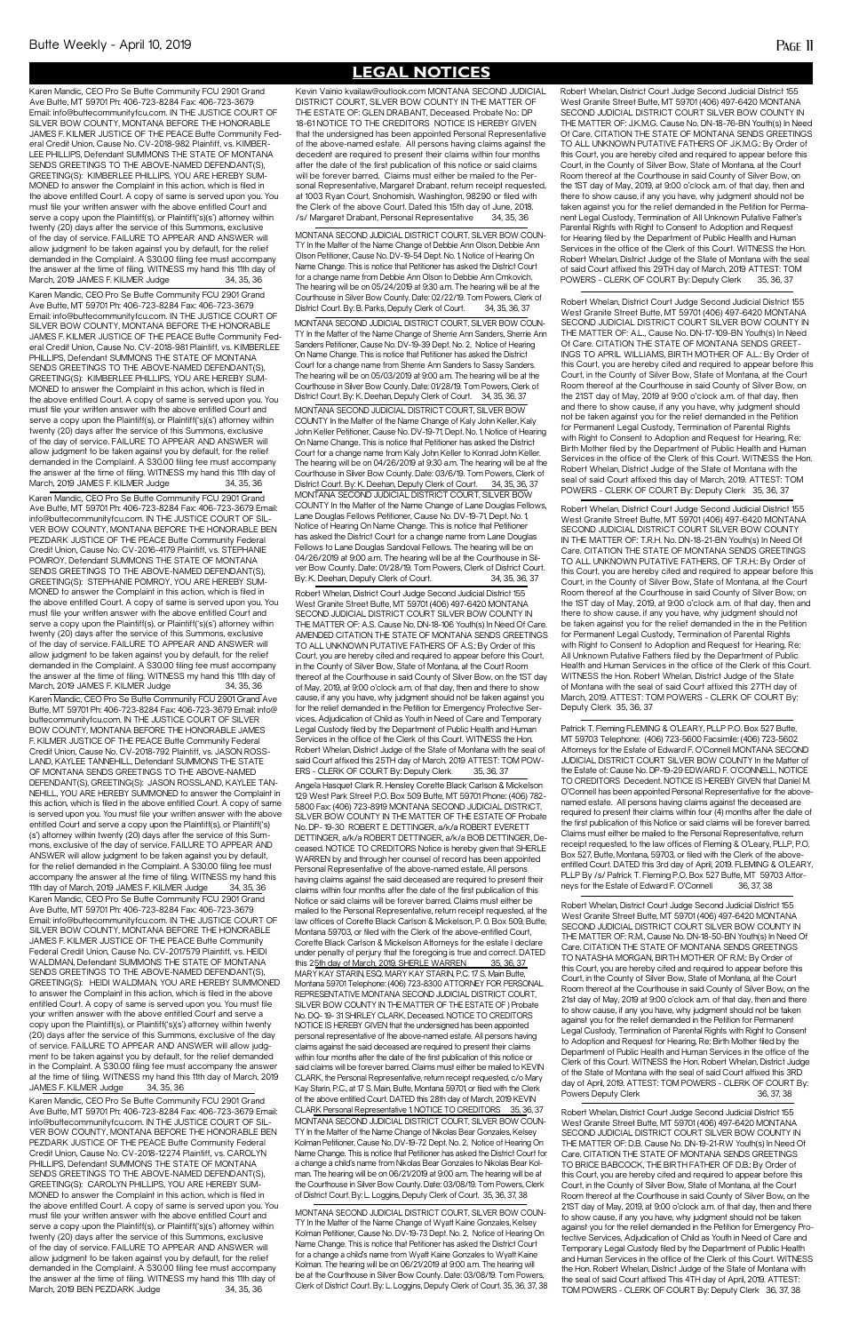# LEGAL NOTICES

Karen Mandic, CEO Pro Se Butte Community FCU 2901 Grand Ave Butte, MT 59701 Ph: 406-723-8284 Fax: 406-723-3679 Email: info@buttecommunityfcu.com. IN THE JUSTICE COURT OF SILVER BOW COUNTY, MONTANA BEFORE THE HONORABLE JAMES F. KILMER JUSTICE OF THE PEACE Butte Community Federal Credit Union, Cause No. CV-2018-982 Plaintiff, vs. KIMBERLEE PHILLIPS, Defendant SUMMONS THE STATE OF MONTANA SENDS GREETINGS TO THE ABOVE-NAMED DEFENDANT(S), GREETING(S): KIMBERLEE PHILLIPS, YOU ARE HEREBY SUMMONED to answer the Complaint in this action, which is filed in the above entitled Court. A copy of same is served upon you. You must file your written answer with the above entitled Court and serve a copy upon the Plaintiff(s), or Plaintiff('s)(s') attorney within twenty (20) days after the service of this Summons, exclusive of the day of service. FAILURE TO APPEAR AND ANSWER will allow judgment to be taken against you by default, for the relief demanded in the Complaint. A $30.00 filing fee must accompany the answer at the time of filing. WITNESS my hand this 11th day of March, 2019 JAMES F. KILMER Judge 34, 35, 36

Karen Mandic, CEO Pro Se Butte Community FCU 2901 Grand Ave Butte, MT 59701 Ph: 406-723-8284 Fax: 406-723-3679 Email: info@buttecommunityfcu.com. IN THE JUSTICE COURT OF SILVER BOW COUNTY, MONTANA BEFORE THE HONORABLE JAMES F. KILMER JUSTICE OF THE PEACE Butte Community Federal Credit Union, Cause No. CV-2018-981 Plaintiff, vs. KIMBERLEE PHILLIPS, Defendant SUMMONS THE STATE OF MONTANA SENDS GREETINGS TO THE ABOVE-NAMED DEFENDANT(S), GREETING(S): KIMBERLEE PHILLIPS, YOU ARE HEREBY SUMMONED to answer the Complaint in this action, which is filed in the above entitled Court. A copy of same is served upon you. You must file your written answer with the above entitled Court and serve a copy upon the Plaintiff(s), or Plaintiff('s)(s') attorney within twenty (20) days after the service of this Summons, exclusive of the day of service. FAILURE TO APPEAR AND ANSWER will allow judgment to be taken against you by default, for the relief demanded in the Complaint. A $30.00 filing fee must accompany the answer at the time of filing. WITNESS my hand this 11th day of March, 2019 JAMES F. KILMER Judge 34, 35, 36

Karen Mandic, CEO Pro Se Butte Community FCU 2901 Grand Ave Butte, MT 59701 Ph: 406-723-8284 Fax: 406-723-3679 Email: info@buttecommunityfcu.com. IN THE JUSTICE COURT OF SILVER BOW COUNTY, MONTANA BEFORE THE HONORABLE BEN PEZDARK JUSTICE OF THE PEACE Butte Community Federal Credit Union, Cause No. CV-2016-4179 Plaintiff, vs. STEPHANIE POMROY, Defendant SUMMONS THE STATE OF MONTANA SENDS GREETINGS TO THE ABOVE-NAMED DEFENDANT(S), GREETING(S): STEPHANIE POMROY, YOU ARE HEREBY SUMMONED to answer the Complaint in this action, which is filed in the above entitled Court. A copy of same is served upon you. You must file your written answer with the above entitled Court and serve a copy upon the Plaintiff(s), or Plaintiff('s)(s') attorney within twenty (20) days after the service of this Summons, exclusive of the day of service. FAILURE TO APPEAR AND ANSWER will allow judgment to be taken against you by default, for the relief demanded in the Complaint. A $30.00 filing fee must accompany the answer at the time of filing. WITNESS my hand this 11th day of March, 2019 JAMES F. KILMER Judge 34, 35, 36

Karen Mandic, CEO Pro Se Butte Community FCU 2901 Grand Ave Butte, MT 59701 Ph: 406-723-8284 Fax: 406-723-3679 Email: info@buttecommunityfcu.com. IN THE JUSTICE COURT OF SILVER BOW COUNTY, MONTANA BEFORE THE HONORABLE JAMES F. KILMER JUSTICE OF THE PEACE Butte Community Federal Credit Union, Cause No. CV-2018-792 Plaintiff, vs. JASON ROSSLAND, KAYLEE TANNEHILL, Defendant SUMMONS THE STATE OF MONTANA SENDS GREETINGS TO THE ABOVE-NAMED DEFENDANT(S), GREETING(S): JASON ROSSLAND, KAYLEE TANNEHILL, YOU ARE HEREBY SUMMONED to answer the Complaint in this action, which is filed in the above entitled Court. A copy of same is served upon you. You must file your written answer with the above entitled Court and serve a copy upon the Plaintiff(s), or Plaintiff('s)(s') attorney within twenty (20) days after the service of this Summons, exclusive of the day of service. FAILURE TO APPEAR AND ANSWER will allow judgment to be taken against you by default, for the relief demanded in the Complaint. A $30.00 filing fee must accompany the answer at the time of filing. WITNESS my hand this 11th day of March, 2019 JAMES F. KILMER Judge 34, 35, 36

Karen Mandic, CEO Pro Se Butte Community FCU 2901 Grand Ave Butte, MT 59701 Ph: 406-723-8284 Fax: 406-723-3679 Email: info@buttecommunityfcu.com. IN THE JUSTICE COURT OF SILVER BOW COUNTY, MONTANA BEFORE THE HONORABLE JAMES F. KILMER JUSTICE OF THE PEACE Butte Community Federal Credit Union, Cause No. CV-2017579 Plaintiff, vs. HEIDI WALDMAN, Defendant SUMMONS THE STATE OF MONTANA SENDS GREETINGS TO THE ABOVE-NAMED DEFENDANT(S), GREETING(S): HEIDI WALDMAN, YOU ARE HEREBY SUMMONED to answer the Complaint in this action, which is filed in the above entitled Court. A copy of same is served upon you. You must file your written answer with the above entitled Court and serve a copy upon the Plaintiff(s), or Plaintiff('s)(s') attorney within twenty (20) days after the service of this Summons, exclusive of the day of service. FAILURE TO APPEAR AND ANSWER will allow judgment to be taken against you by default, for the relief demanded in the Complaint. A $30.00 filing fee must accompany the answer at the time of filing. WITNESS my hand this 11th day of March, 2019 JAMES F. KILMER Judge 34, 35, 36

Karen Mandic, CEO Pro Se Butte Community FCU 2901 Grand Ave Butte, MT 59701 Ph: 406-723-8284 Fax: 406-723-3679 Email: info@buttecommunityfcu.com. IN THE JUSTICE COURT OF SILVER BOW COUNTY, MONTANA BEFORE THE HONORABLE BEN PEZDARK JUSTICE OF THE PEACE Butte Community Federal Credit Union, Cause No. CV-2018-12274 Plaintiff, vs. CAROLYN PHILLIPS, Defendant SUMMONS THE STATE OF MONTANA SENDS GREETINGS TO THE ABOVE-NAMED DEFENDANT(S), GREETING(S): CAROLYN PHILLIPS, YOU ARE HEREBY SUMMONED to answer the Complaint in this action, which is filed in the above entitled Court. A copy of same is served upon you. You must file your written answer with the above entitled Court and serve a copy upon the Plaintiff(s), or Plaintiff('s)(s') attorney within twenty (20) days after the service of this Summons, exclusive of the day of service. FAILURE TO APPEAR AND ANSWER will allow judgment to be taken against you by default, for the relief demanded in the Complaint. A $30.00 filing fee must accompany the answer at the time of filing. WITNESS my hand this 11th day of March, 2019 BEN PEZDARK Judge 34, 35, 36

Kevin Vainio kvailaw@outlook.com MONTANA SECOND JUDICIAL DISTRICT COURT, SILVER BOW COUNTY IN THE MATTER OF THE ESTATE OF: GLEN DRABANT, Deceased. Probate No.: DP 18-61 NOTICE TO THE CREDITORS NOTICE IS HEREBY GIVEN that the undersigned has been appointed Personal Representative of the above-named estate. All persons having claims against the decedent are required to present their claims within four months after the date of the first publication of this notice or said claims will be forever barred. Claims must either be mailed to the Personal Representative, Margaret Drabant, return receipt requested, at 1003 Ryan Court, Snohomish, Washington, 98290 or filed with the Clerk of the above Court. Dated this 15th day of June, 2018. /s/ Margaret Drabant, Personal Representative 34, 35, 36

MONTANA SECOND JUDICIAL DISTRICT COURT, SILVER BOW COUNTY In the Matter of the Name Change of Debbie Ann Olson, Debbie Ann Olson Petitioner, Cause No. DV-19-54 Dept. No. 1, Notice of Hearing On Name Change. This is notice that Petitioner has asked the District Court for a change name from Debbie Ann Olson to Debbie Ann Crnkovich. The hearing will be on 05/24/2019 at 9:30 a.m. The hearing will be at the Courthouse in Silver Bow County. Date: 02/22/19. Tom Powers, Clerk of District Court. By: B. Parks, Deputy Clerk of Court. 34, 35, 36, 37

MONTANA SECOND JUDICIAL DISTRICT COURT, SILVER BOW COUNTY In the Matter of the Name Change of Sherrie Ann Sanders, Sherrie Ann Sanders Petitioner, Cause No. DV-19-39 Dept. No. 2, Notice of Hearing On Name Change. This is notice that Petitioner has asked the District Court for a change name from Sherrie Ann Sanders to Sassy Sanders. The hearing will be on 05/03/2019 at 9:00 a.m. The hearing will be at the Courthouse in Silver Bow County. Date: 01/28/19. Tom Powers, Clerk of District Court. By: K. Deehan, Deputy Clerk of Court. 34, 35, 36, 37

MONTANA SECOND JUDICIAL DISTRICT COURT, SILVER BOW COUNTY In the Matter of the Name Change of Kaly John Keller, Kaly John Keller Petitioner, Cause No. DV-19-71, Dept. No. 1, Notice of Hearing On Name Change. This is notice that Petitioner has asked the District Court for a change name from Kaly John Keller to Konrad John Keller. The hearing will be on 04/26/2019 at 9:30 a.m. The hearing will be at the Courthouse in Silver Bow County. Date: 03/6/19. Tom Powers, Clerk of District Court. By: K. Deehan, Deputy Clerk of Court. 34, 35, 36, 37

MONTANA SECOND JUDICIAL DISTRICT COURT, SILVER BOW COUNTY In the Matter of the Name Change of Lane Douglas Fellows, Lane Douglas Fellows Petitioner, Cause No. DV-19-71, Dept. No. 1, Notice of Hearing On Name Change. This is notice that Petitioner has asked the District Court for a change name from Lane Douglas Fellows to Lane Douglas Sandoval Fellows. The hearing will be on 04/26/2019 at 9:00 a.m. The hearing will be at the Courthouse in Silver Bow County. Date: 01/28/19. Tom Powers, Clerk of District Court. By: K. Deehan, Deputy Clerk of Court. 34, 35, 36, 37

Robert Whelan, District Court Judge Second Judicial District 155 West Granite Street Butte, MT 59701 (406) 497-6420 MONTANA SECOND JUDICIAL DISTRICT COURT SILVER BOW COUNTY IN THE MATTER OF: A.S. Cause No. DN-18-106 Youth(s) In Need Of Care. AMENDED CITATION THE STATE OF MONTANA SENDS GREETINGS TO ALL UNKNOWN PUTATIVE FATHERS OF A.S.: By Order of this Court, you are hereby cited and required to appear before this Court, in the County of Silver Bow, State of Montana, at the Court Room thereof at the Courthouse in said County of Silver Bow, on the 1ST day of May, 2019, at 9:00 o'clock a.m. of that day, then and there to show cause, if any you have, why judgment should not be taken against you for the relief demanded in the Petition for Emergency Protective Services, Adjudication of Child as Youth in Need of Care and Temporary Legal Custody filed by the Department of Public Health and Human Services in the office of the Clerk of this Court. WITNESS the Hon. Robert Whelan, District Judge of the State of Montana with the seal of said Court affixed this 25TH day of March, 2019 ATTEST: TOM POWERS - CLERK OF COURT By: Deputy Clerk 35, 36, 37

Angela Hasquet Clark R. Hensley Corette Black Carlson & Mickelson 129 West Park Street P.O. Box 509 Butte, MT 59701 Phone: (406) 782-5800 Fax: (406) 723-8919 MONTANA SECOND JUDICIAL DISTRICT, SILVER BOW COUNTY IN THE MATTER OF THE ESTATE OF Probate No. DP- 19-30 ROBERT E. DETTINGER, a/k/a ROBERT EVERETT DETTINGER, a/k/a ROBERT DETTINGER, a/k/a BOB DETTINGER, Deceased. NOTICE TO CREDITORS Notice is hereby given that SHERLE WARREN by and through her counsel of record has been appointed Personal Representative of the above-named estate. All persons having claims against the said deceased are required to present their claims within four months after the date of the first publication of this Notice or said claims will be forever barred. Claims must either be mailed to the Personal Representative, return receipt requested, at the law offices of Corette Black Carlson & Mickelson, P. O. Box 509, Butte, Montana 59703, or filed with the Clerk of the above-entitled Court. Corette Black Carlson & Mickelson Attorneys for the estate I declare under penalty of perjury that the foregoing is true and correct. DATED this 25th day of March, 2019. SHERLE WARREN 35, 36, 37

MARY KAY STARIN, ESQ. MARY KAY STARIN, P.C. 17 S. Main Butte, Montana 59701 Telephone: (406) 723-8300 ATTORNEY FOR PERSONAL REPRESENTATIVE MONTANA SECOND JUDICIAL DISTRICT COURT, SILVER BOW COUNTY IN THE MATTER OF THE ESTATE OF ) Probate No. DQ- 19- 31 SHIRLEY CLARK, Deceased. NOTICE TO CREDITORS NOTICE IS HEREBY GIVEN that the undersigned has been appointed personal representative of the above-named estate. All persons having claims against the said deceased are required to present their claims within four months after the date of the first publication of this notice or said claims will be forever barred. Claims must either be mailed to KEVIN CLARK, the Personal Representative, return receipt requested, c/o Mary Kay Starin, P.C., at 17 S. Main, Butte, Montana 59701, or filed with the Clerk of the above entitled Court. DATED this 28th day of March, 2019 KEVIN CLARK Personal Representative 1 NOTICE TO CREDITORS 35, 36, 37

MONTANA SECOND JUDICIAL DISTRICT COURT, SILVER BOW COUNTY In the Matter of the Name Change of Nikolas Bear Gonzales, Kelsey Kolman Petitioner, Cause No. DV-19-72 Dept. No. 2, Notice of Hearing On Name Change. This is notice that Petitioner has asked the District Court for a change a child's name from Nikolas Bear Gonzales to Nikolas Bear Kolman. The hearing will be on 06/21/2019 at 9:00 a.m. The hearing will be at the Courthouse in Silver Bow County. Date: 03/08/19. Tom Powers, Clerk of District Court. By: L. Loggins, Deputy Clerk of Court. 35, 36, 37, 38

MONTANA SECOND JUDICIAL DISTRICT COURT, SILVER BOW COUNTY In the Matter of the Name Change of Wyatt Kaine Gonzales, Kelsey Kolman Petitioner, Cause No. DV-19-73 Dept. No. 2, Notice of Hearing On Name Change. This is notice that Petitioner has asked the District Court for a change a child's name from Wyatt Kaine Gonzales to Wyatt Kaine Kolman. The hearing will be on 06/21/2019 at 9:00 a.m. The hearing will be at the Courthouse in Silver Bow County. Date: 03/08/19. Tom Powers, Clerk of District Court. By: L. Loggins, Deputy Clerk of Court. 35, 36, 37, 38

Robert Whelan, District Court Judge Second Judicial District 155 West Granite Street Butte, MT 59701 (406) 497-6420 MONTANA SECOND JUDICIAL DISTRICT COURT SILVER BOW COUNTY IN THE MATTER OF: J.K.M.G. Cause No. DN-18-76-BN Youth(s) In Need Of Care. CITATION THE STATE OF MONTANA SENDS GREETINGS TO ALL UNKNOWN PUTATIVE FATHERS OF J.K.M.G.: By Order of this Court, you are hereby cited and required to appear before this Court, in the County of Silver Bow, State of Montana, at the Court Room thereof at the Courthouse in said County of Silver Bow, on the 1ST day of May, 2019, at 9:00 o'clock a.m. of that day, then and there to show cause, if any you have, why judgment should not be taken against you for the relief demanded in the Petition for Permanent Legal Custody, Termination of All Unknown Putative Father's Parental Rights with Right to Consent to Adoption and Request for Hearing filed by the Department of Public Health and Human Services in the office of the Clerk of this Court. WITNESS the Hon. Robert Whelan, District Judge of the State of Montana with the seal of said Court affixed this 29TH day of March, 2019 ATTEST: TOM POWERS - CLERK OF COURT By: Deputy Clerk 35, 36, 37

Robert Whelan, District Court Judge Second Judicial District 155 West Granite Street Butte, MT 59701 (406) 497-6420 MONTANA SECOND JUDICIAL DISTRICT COURT SILVER BOW COUNTY IN THE MATTER OF: A.L., Cause No. DN-17-109-BN Youth(s) In Need Of Care. CITATION THE STATE OF MONTANA SENDS GREETINGS TO APRIL WILLIAMS, BIRTH MOTHER OF A.L.: By Order of this Court, you are hereby cited and required to appear before this Court, in the County of Silver Bow, State of Montana, at the Court Room thereof at the Courthouse in said County of Silver Bow, on the 21ST day of May, 2019 at 9:00 o'clock a.m. of that day, then and there to show cause, if any you have, why judgment should not be taken against you for the relief demanded in the Petition for Permanent Legal Custody, Termination of Parental Rights with Right to Consent to Adoption and Request for Hearing; Re: Birth Mother filed by the Department of Public Health and Human Services in the office of the Clerk of this Court. WITNESS the Hon. Robert Whelan, District Judge of the State of Montana with the seal of said Court affixed this 4th day of March, 2019. ATTEST: TOM POWERS - CLERK OF COURT By: Deputy Clerk 35, 36, 37

Robert Whelan, District Court Judge Second Judicial District 155 West Granite Street Butte, MT 59701 (406) 497-6420 MONTANA SECOND JUDICIAL DISTRICT COURT SILVER BOW COUNTY IN THE MATTER OF: T.R.H. No. DN-18-21-BN Youth(s) In Need Of Care. CITATION THE STATE OF MONTANA SENDS GREETINGS TO ALL UNKNOWN PUTATIVE FATHERS, OF T.R.H.: By Order of this Court, you are hereby cited and required to appear before this Court, in the County of Silver Bow, State of Montana, at the Court Room thereof at the Courthouse in said County of Silver Bow, on the 1ST day of May, 2019, at 9:00 o'clock a.m. of that day, then and there to show cause, if any you have, why judgment should not be taken against you for the relief demanded in the in the Petition for Permanent Legal Custody, Termination of Parental Rights with Right to Consent to Adoption and Request for Hearing, Re: All Unknown Putative Fathers filed by the Department of Public Health and Human Services in the office of the Clerk of this Court. WITNESS the Hon. Robert Whelan, District Judge of the State of Montana with the seal of said Court affixed this 27TH day of March, 2019. ATTEST: TOM POWERS - CLERK OF COURT By: Deputy Clerk 35, 36, 37

Patrick T. Fleming FLEMING & O'LEARY, PLLP P.O. Box 527 Butte, MT 59703 Telephone: (406) 723-5600 Facsimile: (406) 723-5602 Attorneys for the Estate of Edward F. O'Connell MONTANA SECOND JUDICIAL DISTRICT COURT SILVER BOW COUNTY In the Matter of the Estate of: Cause No. DP-19-29 EDWARD F. O'CONNELL, NOTICE TO CREDITORS Decedent. NOTICE IS HEREBY GIVEN that Daniel M. O'Connell has been appointed Personal Representative for the above-named estate. All persons having claims against the deceased are required to present their claims within four (4) months after the date of the first publication of this Notice or said claims will be forever barred. Claims must either be mailed to the Personal Representative, return receipt requested, to the law offices of Fleming & O'Leary, PLLP, P.O. Box 527, Butte, Montana, 59703, or filed with the Clerk of the above-entitled Court. DATED this 3rd day of April, 2019. FLEMING & O'LEARY, PLLP By /s/ Patrick T. Fleming P.O. Box 527 Butte, MT 59703 Attorneys for the Estate of Edward F. O'Connell 36, 37, 38

Robert Whelan, District Court Judge Second Judicial District 155 West Granite Street Butte, MT 59701 (406) 497-6420 MONTANA SECOND JUDICIAL DISTRICT COURT SILVER BOW COUNTY IN THE MATTER OF: R.M., Cause No. DN-18-50-BN Youth(s) In Need Of Care. CITATION THE STATE OF MONTANA SENDS GREETINGS TO NATASHA MORGAN, BIRTH MOTHER OF R.M.: By Order of this Court, you are hereby cited and required to appear before this Court, in the County of Silver Bow, State of Montana, at the Court Room thereof at the Courthouse in said County of Silver Bow, on the 21st day of May, 2019 at 9:00 o'clock a.m. of that day, then and there to show cause, if any you have, why judgment should not be taken against you for the relief demanded in the Petition for Permanent Legal Custody, Termination of Parental Rights with Right to Consent to Adoption and Request for Hearing, Re: Birth Mother filed by the Department of Public Health and Human Services in the office of the Clerk of this Court. WITNESS the Hon. Robert Whelan, District Judge of the State of Montana with the seal of said Court affixed this 3RD day of April, 2019. ATTEST: TOM POWERS - CLERK OF COURT By: Powers Deputy Clerk 36, 37, 38

Robert Whelan, District Court Judge Second Judicial District 155 West Granite Street Butte, MT 59701 (406) 497-6420 MONTANA SECOND JUDICIAL DISTRICT COURT SILVER BOW COUNTY IN THE MATTER OF: D.B. Cause No. DN-19-21-RW Youth(s) In Need Of Care. CITATION THE STATE OF MONTANA SENDS GREETINGS TO BRICE BABCOCK, THE BIRTH FATHER OF D.B.: By Order of this Court, you are hereby cited and required to appear before this Court, in the County of Silver Bow, State of Montana, at the Court Room thereof at the Courthouse in said County of Silver Bow, on the 21ST day of May, 2019, at 9:00 o'clock a.m. of that day, then and there to show cause, if any you have, why judgment should not be taken against you for the relief demanded in the Petition for Emergency Protective Services, Adjudication of Child as Youth in Need of Care and Temporary Legal Custody filed by the Department of Public Health and Human Services in the office of the Clerk of this Court. WITNESS the Hon. Robert Whelan, District Judge of the State of Montana with the seal of said Court affixed this 4TH day of April, 2019. ATTEST: TOM POWERS - CLERK OF COURT By: Deputy Clerk 36, 37, 38